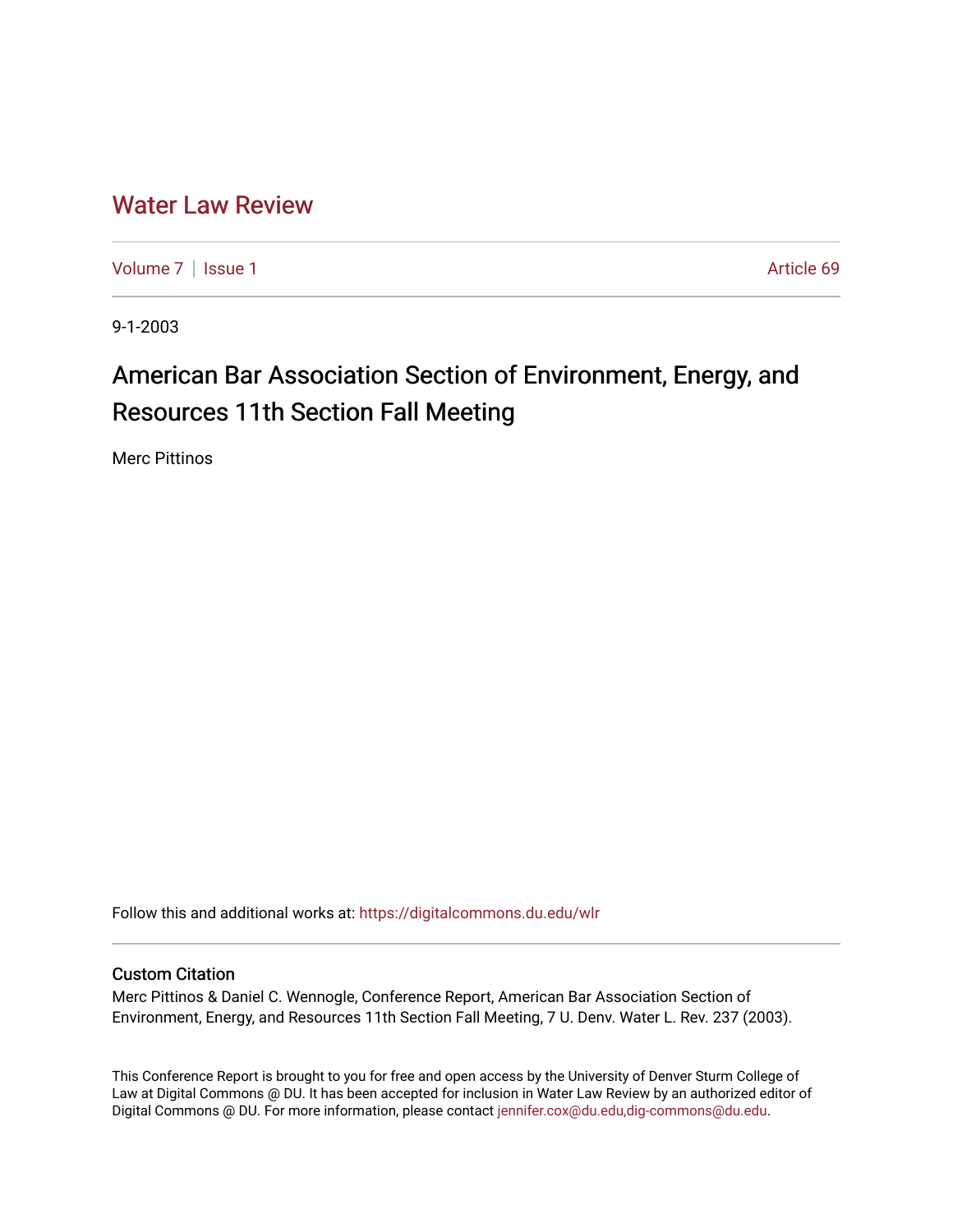# Water Law Review

Volume 7 | Issue 1 Article 69

9-1-2003

## American Bar Association Section of Environment, Energy, and Resources 11th Section Fall Meeting

Merc Pittinos

Follow this and additional works at: https://digitalcommons.du.edu/wlr

### Custom Citation

Merc Pittinos & Daniel C. Wennogle, Conference Report, American Bar Association Section of Environment, Energy, and Resources 11th Section Fall Meeting, 7 U. Denv. Water L. Rev. 237 (2003).

This Conference Report is brought to you for free and open access by the University of Denver Sturm College of Law at Digital Commons @ DU. It has been accepted for inclusion in Water Law Review by an authorized editor of Digital Commons @ DU. For more information, please contact jennifer.cox@du.edu,dig-commons@du.edu.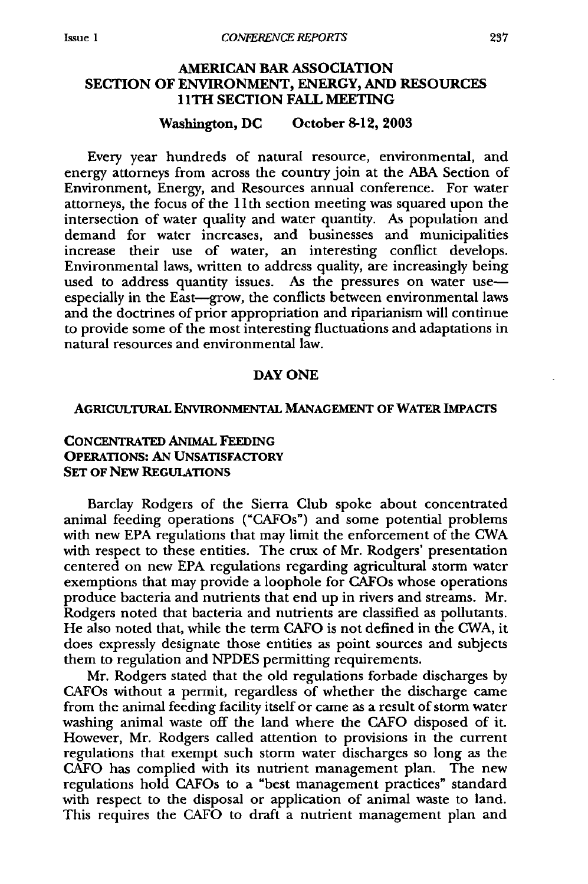## AMERICAN BAR ASSOCIATION SECTION OF ENVIRONMENT, ENERGY, AND RESOURCES 11TH SECTION FALL MEETING

**Washington, DC October 8-12, 2003**

Every year hundreds of natural resource, environmental, and energy attorneys from across the country join at the ABA Section of Environment, Energy, and Resources annual conference. For water attorneys, the focus of the 11th section meeting was squared upon the intersection of water quality and water quantity. As population and demand for water increases, and businesses and municipalities increase their use of water, an interesting conflict develops. Environmental laws, written to address quality, are increasingly being used to address quantity issues. As the pressures on water use—especially in the East—grow, the conflicts between environmental laws and the doctrines of prior appropriation and riparianism will continue to provide some of the most interesting fluctuations and adaptations in natural resources and environmental law.

### DAY ONE

#### AGRICULTURAL ENVIRONMENTAL MANAGEMENT OF WATER IMPACTS

##### CONCENTRATED ANIMAL FEEDING OPERATIONS: AN UNSATISFACTORY SET OF NEW REGULATIONS

Barclay Rodgers of the Sierra Club spoke about concentrated animal feeding operations ("CAFOs") and some potential problems with new EPA regulations that may limit the enforcement of the CWA with respect to these entities. The crux of Mr. Rodgers' presentation centered on new EPA regulations regarding agricultural storm water exemptions that may provide a loophole for CAFOs whose operations produce bacteria and nutrients that end up in rivers and streams. Mr. Rodgers noted that bacteria and nutrients are classified as pollutants. He also noted that, while the term CAFO is not defined in the CWA, it does expressly designate those entities as point sources and subjects them to regulation and NPDES permitting requirements.

Mr. Rodgers stated that the old regulations forbade discharges by CAFOs without a permit, regardless of whether the discharge came from the animal feeding facility itself or came as a result of storm water washing animal waste off the land where the CAFO disposed of it. However, Mr. Rodgers called attention to provisions in the current regulations that exempt such storm water discharges so long as the CAFO has complied with its nutrient management plan. The new regulations hold CAFOs to a "best management practices" standard with respect to the disposal or application of animal waste to land. This requires the CAFO to draft a nutrient management plan and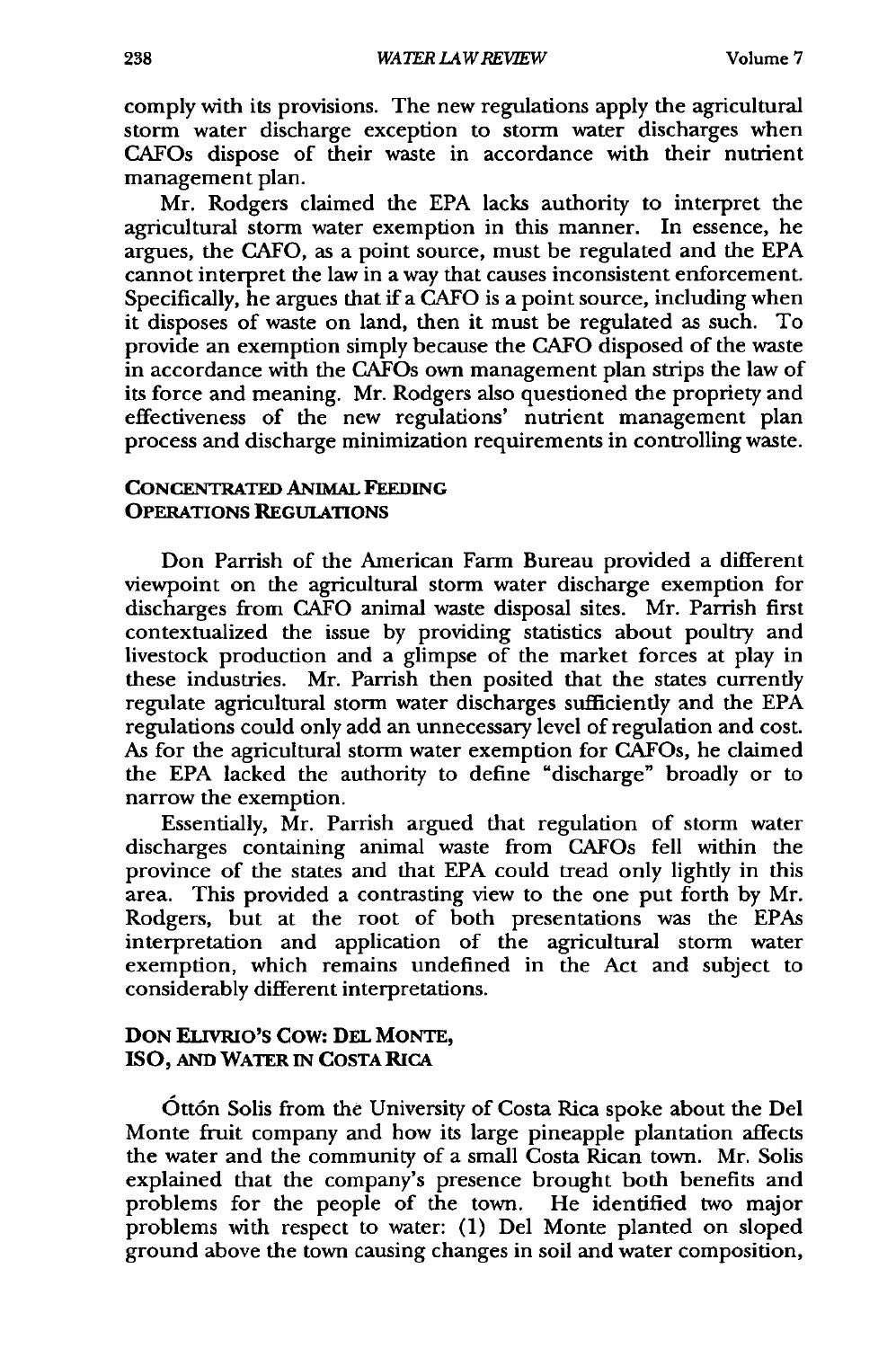comply with its provisions. The new regulations apply the agricultural storm water discharge exception to storm water discharges when CAFOs dispose of their waste in accordance with their nutrient management plan.

Mr. Rodgers claimed the EPA lacks authority to interpret the agricultural storm water exemption in this manner. In essence, he argues, the CAFO, as a point source, must be regulated and the EPA cannot interpret the law in a way that causes inconsistent enforcement. Specifically, he argues that if a CAFO is a point source, including when it disposes of waste on land, then it must be regulated as such. To provide an exemption simply because the CAFO disposed of the waste in accordance with the CAFOs own management plan strips the law of its force and meaning. Mr. Rodgers also questioned the propriety and effectiveness of the new regulations' nutrient management plan process and discharge minimization requirements in controlling waste.

### CONCENTRATED ANIMAL FEEDING OPERATIONS REGULATIONS

Don Parrish of the American Farm Bureau provided a different viewpoint on the agricultural storm water discharge exemption for discharges from CAFO animal waste disposal sites. Mr. Parrish first contextualized the issue by providing statistics about poultry and livestock production and a glimpse of the market forces at play in these industries. Mr. Parrish then posited that the states currently regulate agricultural storm water discharges sufficiently and the EPA regulations could only add an unnecessary level of regulation and cost. As for the agricultural storm water exemption for CAFOs, he claimed the EPA lacked the authority to define "discharge" broadly or to narrow the exemption.

Essentially, Mr. Parrish argued that regulation of storm water discharges containing animal waste from CAFOs fell within the province of the states and that EPA could tread only lightly in this area. This provided a contrasting view to the one put forth by Mr. Rodgers, but at the root of both presentations was the EPAs interpretation and application of the agricultural storm water exemption, which remains undefined in the Act and subject to considerably different interpretations.

### DON ELIVRIO'S COW: DEL MONTE, ISO, AND WATER IN COSTA RICA

Óttón Solis from the University of Costa Rica spoke about the Del Monte fruit company and how its large pineapple plantation affects the water and the community of a small Costa Rican town. Mr. Solis explained that the company's presence brought both benefits and problems for the people of the town. He identified two major problems with respect to water: (1) Del Monte planted on sloped ground above the town causing changes in soil and water composition,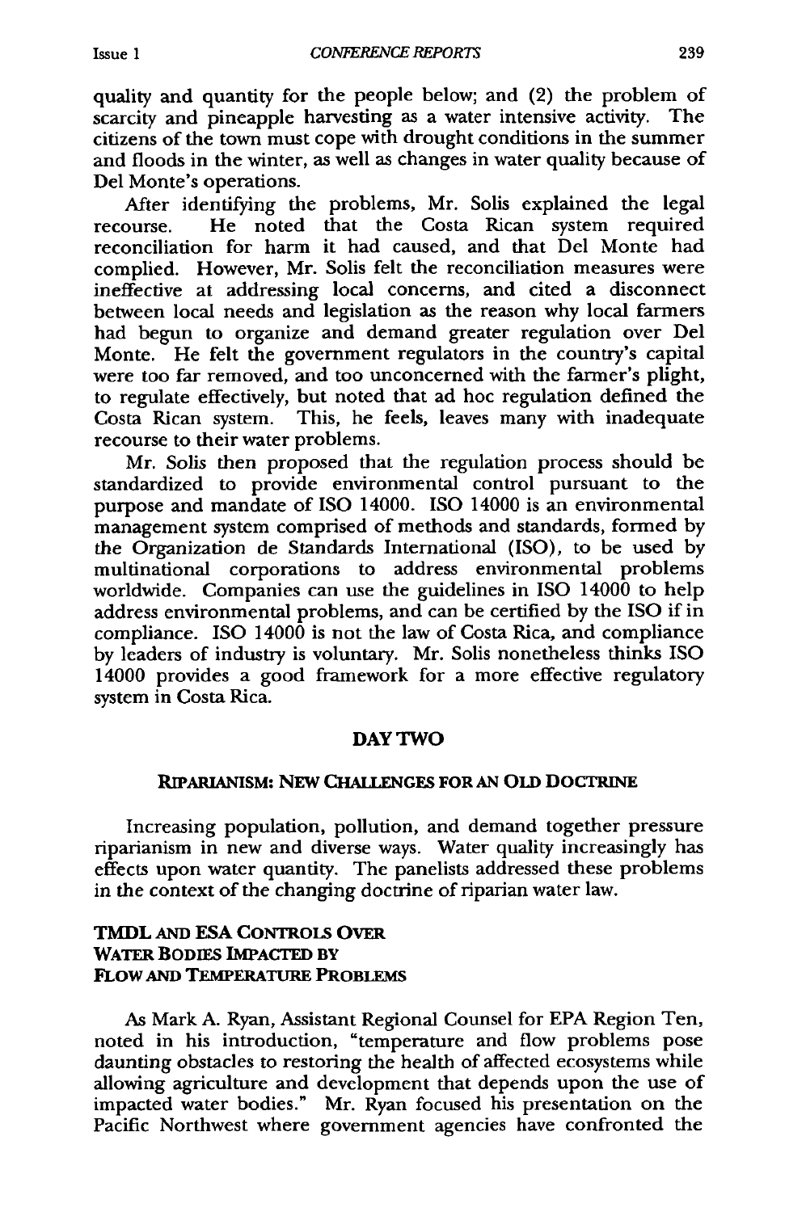quality and quantity for the people below; and (2) the problem of scarcity and pineapple harvesting as a water intensive activity. The citizens of the town must cope with drought conditions in the summer and floods in the winter, as well as changes in water quality because of Del Monte's operations.

After identifying the problems, Mr. Solis explained the legal recourse. He noted that the Costa Rican system required reconciliation for harm it had caused, and that Del Monte had complied. However, Mr. Solis felt the reconciliation measures were ineffective at addressing local concerns, and cited a disconnect between local needs and legislation as the reason why local farmers had begun to organize and demand greater regulation over Del Monte. He felt the government regulators in the country's capital were too far removed, and too unconcerned with the farmer's plight, to regulate effectively, but noted that ad hoc regulation defined the Costa Rican system. This, he feels, leaves many with inadequate recourse to their water problems.

Mr. Solis then proposed that the regulation process should be standardized to provide environmental control pursuant to the purpose and mandate of ISO 14000. ISO 14000 is an environmental management system comprised of methods and standards, formed by the Organization de Standards International (ISO), to be used by multinational corporations to address environmental problems worldwide. Companies can use the guidelines in ISO 14000 to help address environmental problems, and can be certified by the ISO if in compliance. ISO 14000 is not the law of Costa Rica, and compliance by leaders of industry is voluntary. Mr. Solis nonetheless thinks ISO 14000 provides a good framework for a more effective regulatory system in Costa Rica.

## DAY TWO

### RIPARIANISM: NEW CHALLENGES FOR AN OLD DOCTRINE

Increasing population, pollution, and demand together pressure riparianism in new and diverse ways. Water quality increasingly has effects upon water quantity. The panelists addressed these problems in the context of the changing doctrine of riparian water law.

### TMDL AND ESA CONTROLS OVER WATER BODIES IMPACTED BY FLOW AND TEMPERATURE PROBLEMS

As Mark A. Ryan, Assistant Regional Counsel for EPA Region Ten, noted in his introduction, "temperature and flow problems pose daunting obstacles to restoring the health of affected ecosystems while allowing agriculture and development that depends upon the use of impacted water bodies." Mr. Ryan focused his presentation on the Pacific Northwest where government agencies have confronted the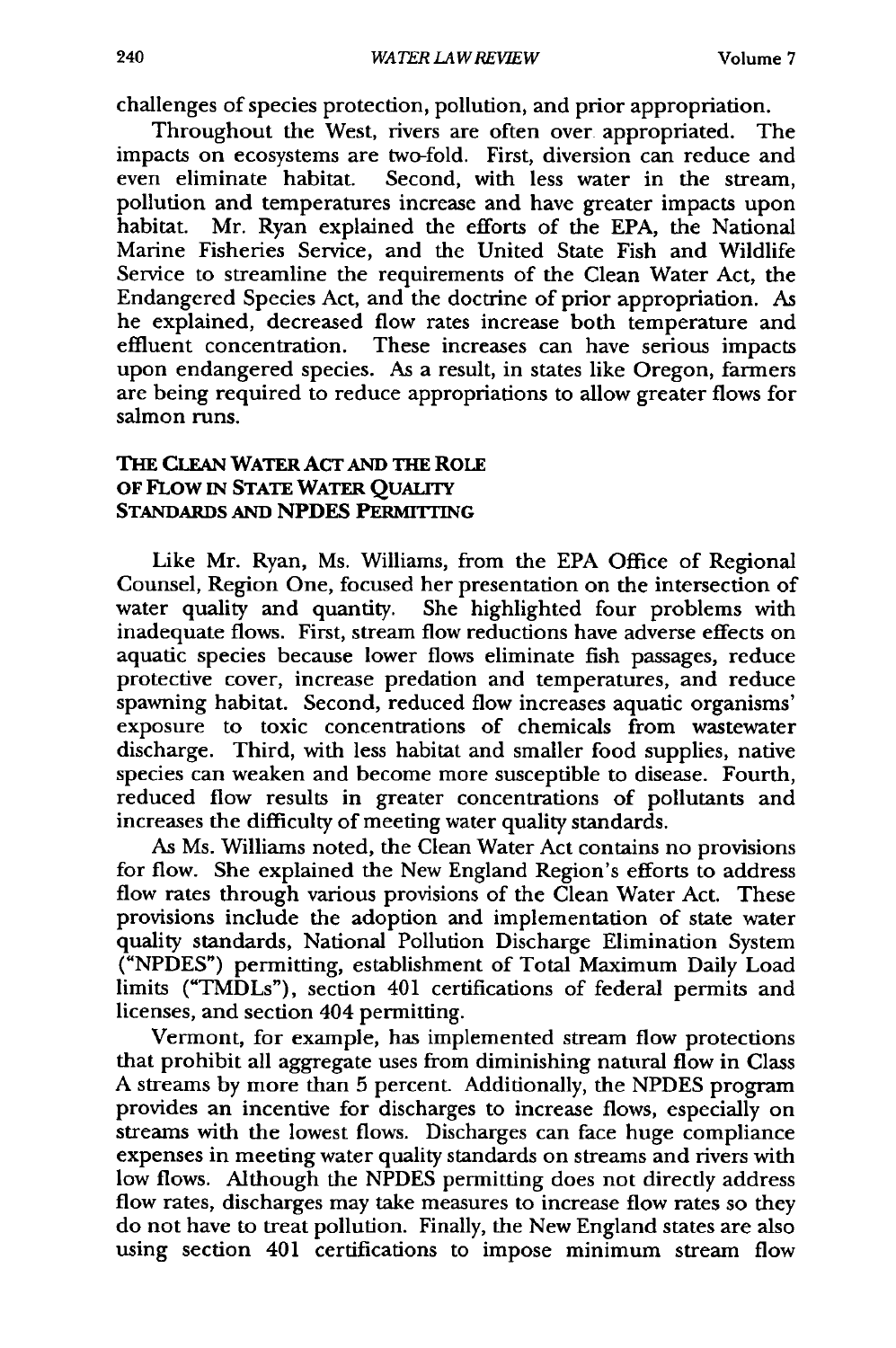challenges of species protection, pollution, and prior appropriation.

Throughout the West, rivers are often over appropriated. The impacts on ecosystems are two-fold. First, diversion can reduce and even eliminate habitat. Second, with less water in the stream, pollution and temperatures increase and have greater impacts upon habitat. Mr. Ryan explained the efforts of the EPA, the National Marine Fisheries Service, and the United State Fish and Wildlife Service to streamline the requirements of the Clean Water Act, the Endangered Species Act, and the doctrine of prior appropriation. As he explained, decreased flow rates increase both temperature and effluent concentration. These increases can have serious impacts upon endangered species. As a result, in states like Oregon, farmers are being required to reduce appropriations to allow greater flows for salmon runs.

## THE CLEAN WATER ACT AND THE ROLE OF FLOW IN STATE WATER QUALITY STANDARDS AND NPDES PERMITTING

Like Mr. Ryan, Ms. Williams, from the EPA Office of Regional Counsel, Region One, focused her presentation on the intersection of water quality and quantity. She highlighted four problems with inadequate flows. First, stream flow reductions have adverse effects on aquatic species because lower flows eliminate fish passages, reduce protective cover, increase predation and temperatures, and reduce spawning habitat. Second, reduced flow increases aquatic organisms' exposure to toxic concentrations of chemicals from wastewater discharge. Third, with less habitat and smaller food supplies, native species can weaken and become more susceptible to disease. Fourth, reduced flow results in greater concentrations of pollutants and increases the difficulty of meeting water quality standards.

As Ms. Williams noted, the Clean Water Act contains no provisions for flow. She explained the New England Region's efforts to address flow rates through various provisions of the Clean Water Act. These provisions include the adoption and implementation of state water quality standards, National Pollution Discharge Elimination System ("NPDES") permitting, establishment of Total Maximum Daily Load limits ("TMDLs"), section 401 certifications of federal permits and licenses, and section 404 permitting.

Vermont, for example, has implemented stream flow protections that prohibit all aggregate uses from diminishing natural flow in Class A streams by more than 5 percent. Additionally, the NPDES program provides an incentive for discharges to increase flows, especially on streams with the lowest flows. Discharges can face huge compliance expenses in meeting water quality standards on streams and rivers with low flows. Although the NPDES permitting does not directly address flow rates, discharges may take measures to increase flow rates so they do not have to treat pollution. Finally, the New England states are also using section 401 certifications to impose minimum stream flow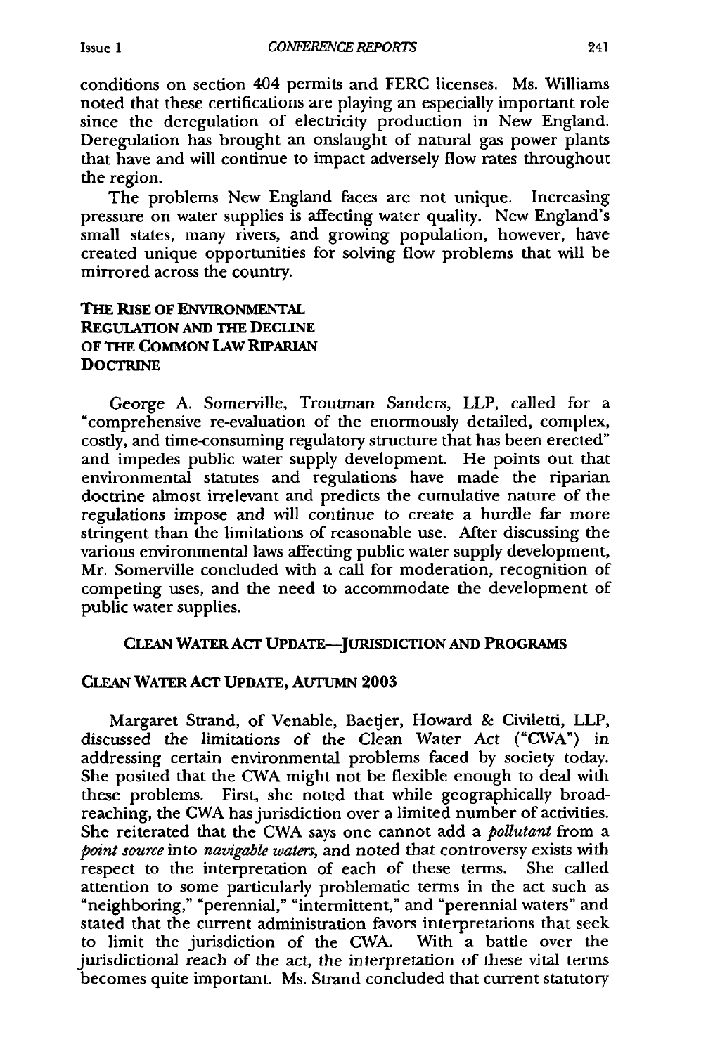conditions on section 404 permits and FERC licenses. Ms. Williams noted that these certifications are playing an especially important role since the deregulation of electricity production in New England. Deregulation has brought an onslaught of natural gas power plants that have and will continue to impact adversely flow rates throughout the region.

The problems New England faces are not unique. Increasing pressure on water supplies is affecting water quality. New England's small states, many rivers, and growing population, however, have created unique opportunities for solving flow problems that will be mirrored across the country.

## THE RISE OF ENVIRONMENTAL REGULATION AND THE DECLINE OF THE COMMON LAW RIPARIAN DOCTRINE

George A. Somerville, Troutman Sanders, LLP, called for a "comprehensive re-evaluation of the enormously detailed, complex, costly, and time-consuming regulatory structure that has been erected" and impedes public water supply development. He points out that environmental statutes and regulations have made the riparian doctrine almost irrelevant and predicts the cumulative nature of the regulations impose and will continue to create a hurdle far more stringent than the limitations of reasonable use. After discussing the various environmental laws affecting public water supply development, Mr. Somerville concluded with a call for moderation, recognition of competing uses, and the need to accommodate the development of public water supplies.

## CLEAN WATER ACT UPDATE—JURISDICTION AND PROGRAMS

### CLEAN WATER ACT UPDATE, AUTUMN 2003

Margaret Strand, of Venable, Baetjer, Howard & Civiletti, LLP, discussed the limitations of the Clean Water Act ("CWA") in addressing certain environmental problems faced by society today. She posited that the CWA might not be flexible enough to deal with these problems. First, she noted that while geographically broad-reaching, the CWA has jurisdiction over a limited number of activities. She reiterated that the CWA says one cannot add a *pollutant* from a *point source* into *navigable waters*, and noted that controversy exists with respect to the interpretation of each of these terms. She called attention to some particularly problematic terms in the act such as "neighboring," "perennial," "intermittent," and "perennial waters" and stated that the current administration favors interpretations that seek to limit the jurisdiction of the CWA. With a battle over the jurisdictional reach of the act, the interpretation of these vital terms becomes quite important. Ms. Strand concluded that current statutory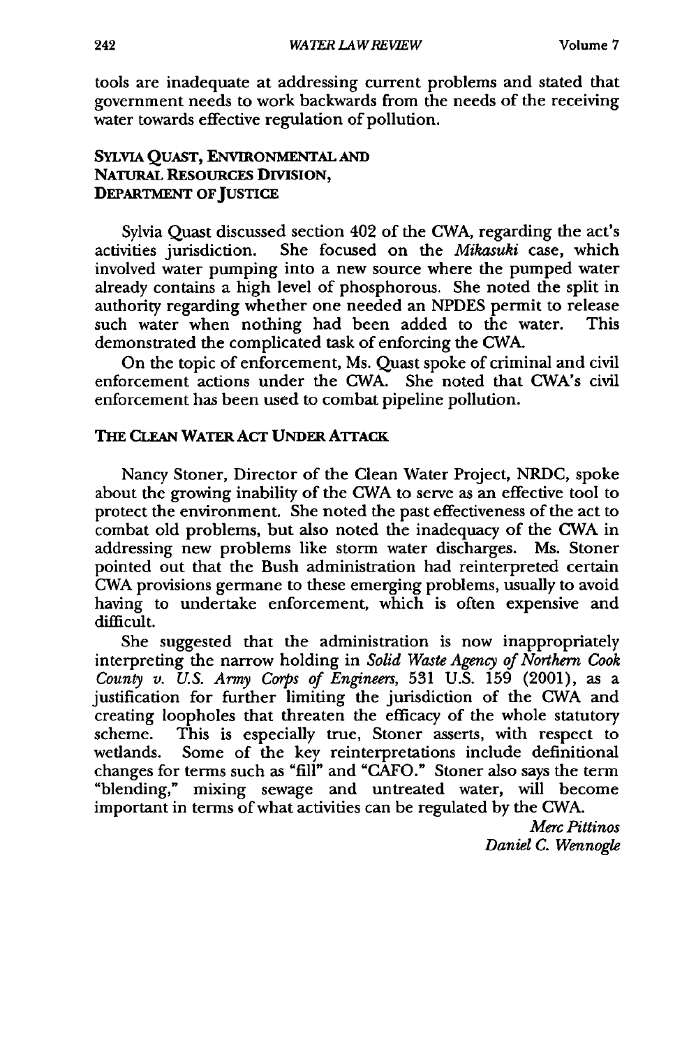tools are inadequate at addressing current problems and stated that government needs to work backwards from the needs of the receiving water towards effective regulation of pollution.

### SYLVIA QUAST, ENVIRONMENTAL AND NATURAL RESOURCES DIVISION, DEPARTMENT OF JUSTICE

Sylvia Quast discussed section 402 of the CWA, regarding the act's activities jurisdiction. She focused on the *Mikasuki* case, which involved water pumping into a new source where the pumped water already contains a high level of phosphorous. She noted the split in authority regarding whether one needed an NPDES permit to release such water when nothing had been added to the water. This demonstrated the complicated task of enforcing the CWA.

On the topic of enforcement, Ms. Quast spoke of criminal and civil enforcement actions under the CWA. She noted that CWA's civil enforcement has been used to combat pipeline pollution.

### THE CLEAN WATER ACT UNDER ATTACK

Nancy Stoner, Director of the Clean Water Project, NRDC, spoke about the growing inability of the CWA to serve as an effective tool to protect the environment. She noted the past effectiveness of the act to combat old problems, but also noted the inadequacy of the CWA in addressing new problems like storm water discharges. Ms. Stoner pointed out that the Bush administration had reinterpreted certain CWA provisions germane to these emerging problems, usually to avoid having to undertake enforcement, which is often expensive and difficult.

She suggested that the administration is now inappropriately interpreting the narrow holding in *Solid Waste Agency of Northern Cook County v. U.S. Army Corps of Engineers*, 531 U.S. 159 (2001), as a justification for further limiting the jurisdiction of the CWA and creating loopholes that threaten the efficacy of the whole statutory scheme. This is especially true, Stoner asserts, with respect to wetlands. Some of the key reinterpretations include definitional changes for terms such as "fill" and "CAFO." Stoner also says the term "blending," mixing sewage and untreated water, will become important in terms of what activities can be regulated by the CWA.

*Merc Pittinos*
*Daniel C. Wennogle*